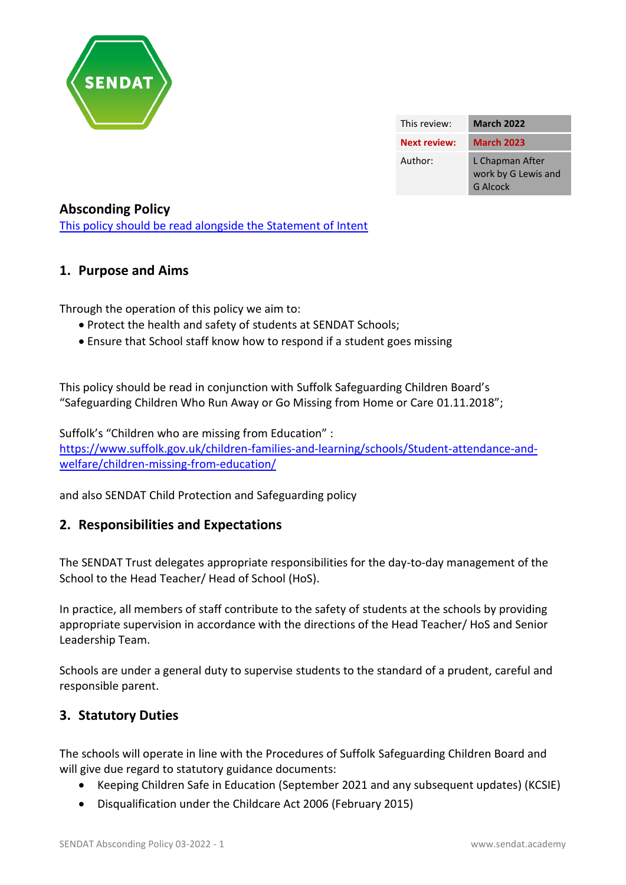SENDAT

| This review: | March 2022 |
| --- | --- |
| Next review: | March 2023 |
| Author: | L Chapman After work by G Lewis and G Alcock |

## Absconding Policy

[This policy should be read alongside the Statement of Intent]()

## 1. Purpose and Aims

Through the operation of this policy we aim to:

- Protect the health and safety of students at SENDAT Schools;
- Ensure that School staff know how to respond if a student goes missing

This policy should be read in conjunction with Suffolk Safeguarding Children Board's "Safeguarding Children Who Run Away or Go Missing from Home or Care 01.11.2018";

Suffolk's "Children who are missing from Education" : [https://www.suffolk.gov.uk/children-families-and-learning/schools/Student-attendance-and-welfare/children-missing-from-education/](https://www.suffolk.gov.uk/children-families-and-learning/schools/Student-attendance-and-welfare/children-missing-from-education/)

and also SENDAT Child Protection and Safeguarding policy

## 2. Responsibilities and Expectations

The SENDAT Trust delegates appropriate responsibilities for the day-to-day management of the School to the Head Teacher/ Head of School (HoS).

In practice, all members of staff contribute to the safety of students at the schools by providing appropriate supervision in accordance with the directions of the Head Teacher/ HoS and Senior Leadership Team.

Schools are under a general duty to supervise students to the standard of a prudent, careful and responsible parent.

## 3. Statutory Duties

The schools will operate in line with the Procedures of Suffolk Safeguarding Children Board and will give due regard to statutory guidance documents:

- Keeping Children Safe in Education (September 2021 and any subsequent updates) (KCSIE)
- Disqualification under the Childcare Act 2006 (February 2015)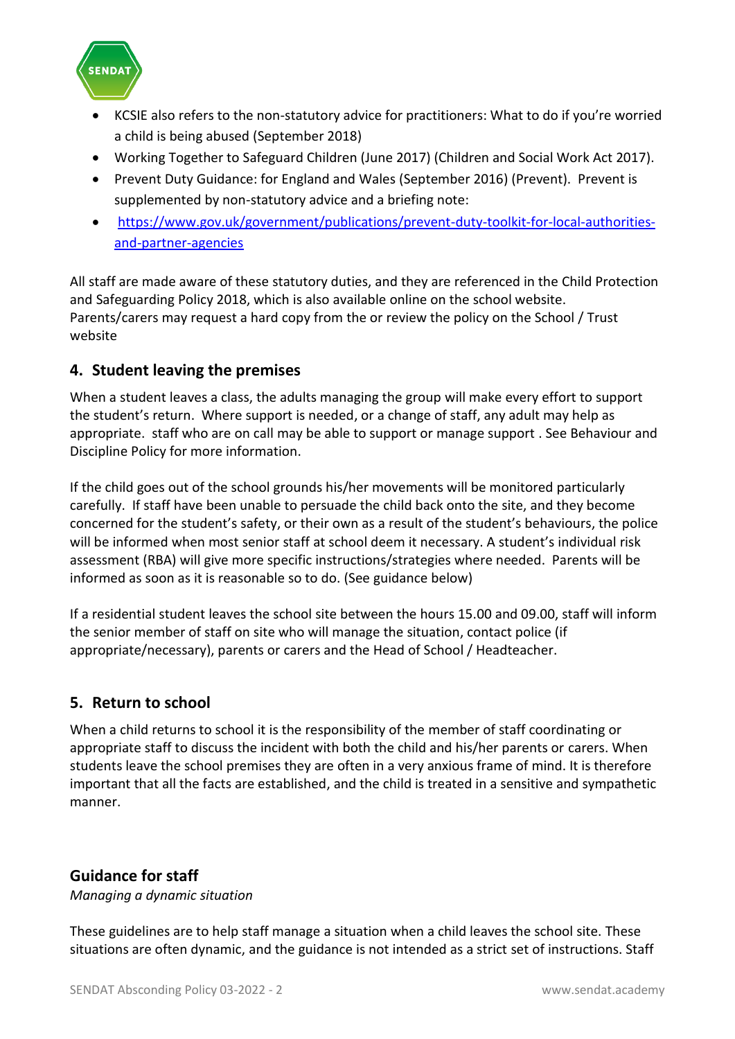- KCSIE also refers to the non-statutory advice for practitioners: What to do if you're worried a child is being abused (September 2018)
- Working Together to Safeguard Children (June 2017) (Children and Social Work Act 2017).
- Prevent Duty Guidance: for England and Wales (September 2016) (Prevent). Prevent is supplemented by non-statutory advice and a briefing note:
- https://www.gov.uk/government/publications/prevent-duty-toolkit-for-local-authorities-and-partner-agencies

All staff are made aware of these statutory duties, and they are referenced in the Child Protection and Safeguarding Policy 2018, which is also available online on the school website. Parents/carers may request a hard copy from the or review the policy on the School / Trust website

## 4. Student leaving the premises

When a student leaves a class, the adults managing the group will make every effort to support the student's return. Where support is needed, or a change of staff, any adult may help as appropriate. staff who are on call may be able to support or manage support . See Behaviour and Discipline Policy for more information.

If the child goes out of the school grounds his/her movements will be monitored particularly carefully. If staff have been unable to persuade the child back onto the site, and they become concerned for the student's safety, or their own as a result of the student's behaviours, the police will be informed when most senior staff at school deem it necessary. A student's individual risk assessment (RBA) will give more specific instructions/strategies where needed. Parents will be informed as soon as it is reasonable so to do. (See guidance below)

If a residential student leaves the school site between the hours 15.00 and 09.00, staff will inform the senior member of staff on site who will manage the situation, contact police (if appropriate/necessary), parents or carers and the Head of School / Headteacher.

## 5. Return to school

When a child returns to school it is the responsibility of the member of staff coordinating or appropriate staff to discuss the incident with both the child and his/her parents or carers. When students leave the school premises they are often in a very anxious frame of mind. It is therefore important that all the facts are established, and the child is treated in a sensitive and sympathetic manner.

## Guidance for staff

*Managing a dynamic situation*

These guidelines are to help staff manage a situation when a child leaves the school site. These situations are often dynamic, and the guidance is not intended as a strict set of instructions. Staff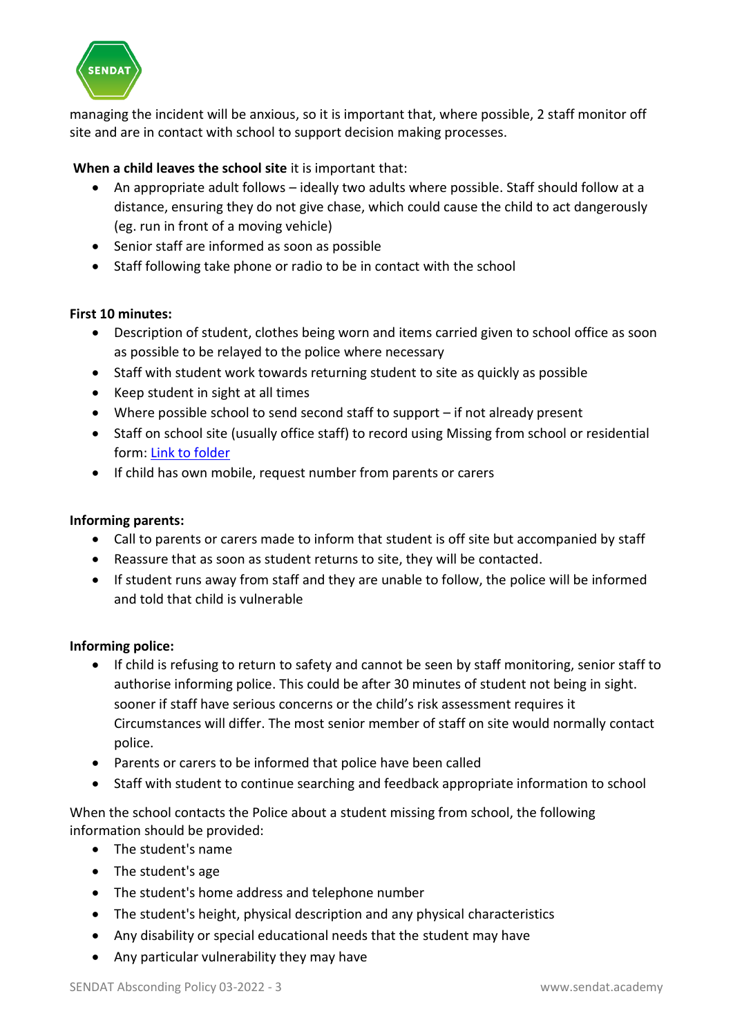managing the incident will be anxious, so it is important that, where possible, 2 staff monitor off site and are in contact with school to support decision making processes.

**When a child leaves the school site** it is important that:

- An appropriate adult follows – ideally two adults where possible. Staff should follow at a distance, ensuring they do not give chase, which could cause the child to act dangerously (eg. run in front of a moving vehicle)
- Senior staff are informed as soon as possible
- Staff following take phone or radio to be in contact with the school

**First 10 minutes:**

- Description of student, clothes being worn and items carried given to school office as soon as possible to be relayed to the police where necessary
- Staff with student work towards returning student to site as quickly as possible
- Keep student in sight at all times
- Where possible school to send second staff to support – if not already present
- Staff on school site (usually office staff) to record using Missing from school or residential form: [Link to folder]
- If child has own mobile, request number from parents or carers

**Informing parents:**

- Call to parents or carers made to inform that student is off site but accompanied by staff
- Reassure that as soon as student returns to site, they will be contacted.
- If student runs away from staff and they are unable to follow, the police will be informed and told that child is vulnerable

**Informing police:**

- If child is refusing to return to safety and cannot be seen by staff monitoring, senior staff to authorise informing police. This could be after 30 minutes of student not being in sight. sooner if staff have serious concerns or the child's risk assessment requires it Circumstances will differ. The most senior member of staff on site would normally contact police.
- Parents or carers to be informed that police have been called
- Staff with student to continue searching and feedback appropriate information to school

When the school contacts the Police about a student missing from school, the following information should be provided:

- The student's name
- The student's age
- The student's home address and telephone number
- The student's height, physical description and any physical characteristics
- Any disability or special educational needs that the student may have
- Any particular vulnerability they may have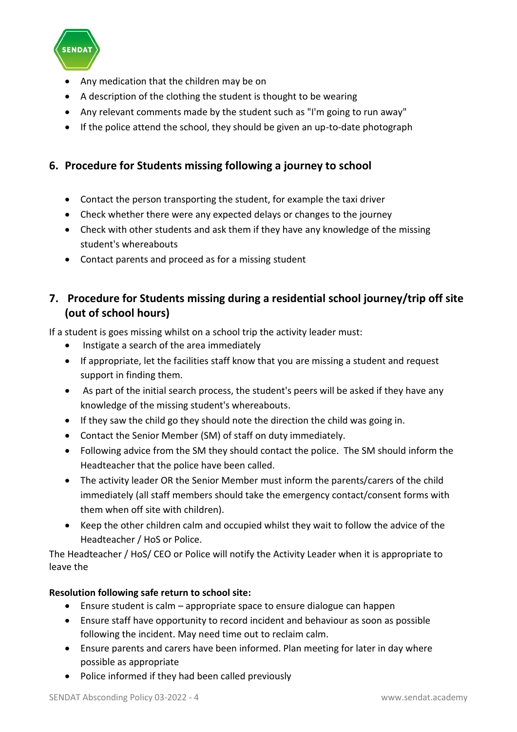- Any medication that the children may be on
- A description of the clothing the student is thought to be wearing
- Any relevant comments made by the student such as "I'm going to run away"
- If the police attend the school, they should be given an up-to-date photograph

## 6. Procedure for Students missing following a journey to school

- Contact the person transporting the student, for example the taxi driver
- Check whether there were any expected delays or changes to the journey
- Check with other students and ask them if they have any knowledge of the missing student's whereabouts
- Contact parents and proceed as for a missing student

## 7. Procedure for Students missing during a residential school journey/trip off site (out of school hours)

If a student is goes missing whilst on a school trip the activity leader must:

- Instigate a search of the area immediately
- If appropriate, let the facilities staff know that you are missing a student and request support in finding them.
- As part of the initial search process, the student's peers will be asked if they have any knowledge of the missing student's whereabouts.
- If they saw the child go they should note the direction the child was going in.
- Contact the Senior Member (SM) of staff on duty immediately.
- Following advice from the SM they should contact the police. The SM should inform the Headteacher that the police have been called.
- The activity leader OR the Senior Member must inform the parents/carers of the child immediately (all staff members should take the emergency contact/consent forms with them when off site with children).
- Keep the other children calm and occupied whilst they wait to follow the advice of the Headteacher / HoS or Police.

The Headteacher / HoS/ CEO or Police will notify the Activity Leader when it is appropriate to leave the

**Resolution following safe return to school site:**

- Ensure student is calm – appropriate space to ensure dialogue can happen
- Ensure staff have opportunity to record incident and behaviour as soon as possible following the incident. May need time out to reclaim calm.
- Ensure parents and carers have been informed. Plan meeting for later in day where possible as appropriate
- Police informed if they had been called previously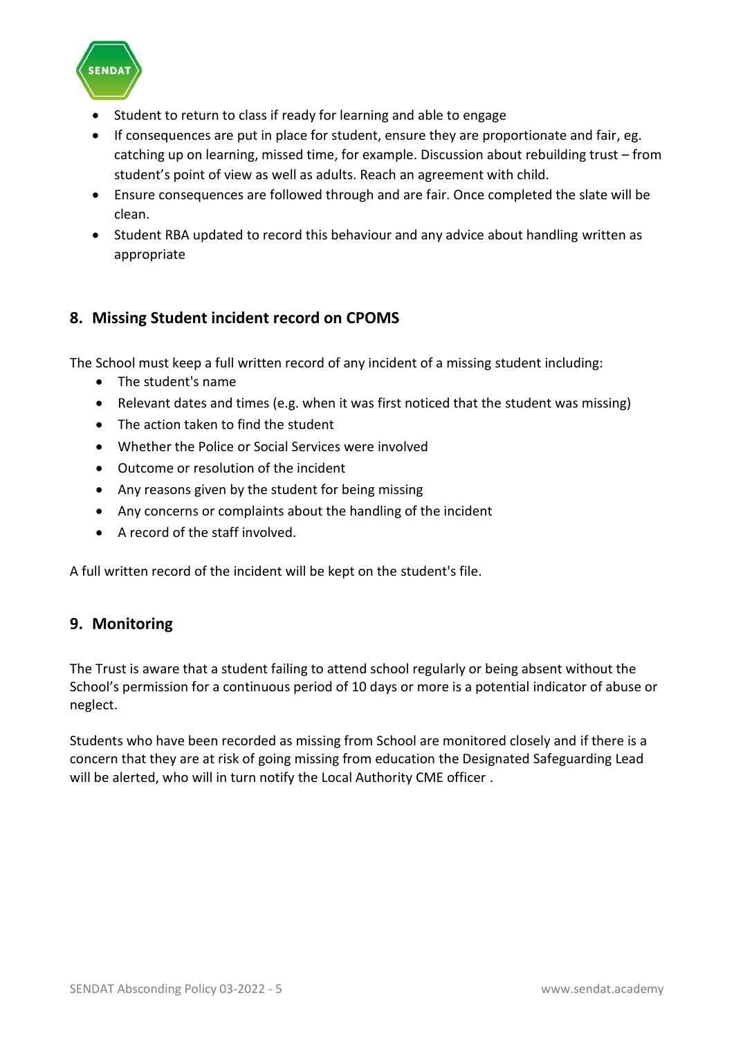- Student to return to class if ready for learning and able to engage
- If consequences are put in place for student, ensure they are proportionate and fair, eg. catching up on learning, missed time, for example. Discussion about rebuilding trust – from student's point of view as well as adults. Reach an agreement with child.
- Ensure consequences are followed through and are fair. Once completed the slate will be clean.
- Student RBA updated to record this behaviour and any advice about handling written as appropriate

## 8. Missing Student incident record on CPOMS

The School must keep a full written record of any incident of a missing student including:

- The student's name
- Relevant dates and times (e.g. when it was first noticed that the student was missing)
- The action taken to find the student
- Whether the Police or Social Services were involved
- Outcome or resolution of the incident
- Any reasons given by the student for being missing
- Any concerns or complaints about the handling of the incident
- A record of the staff involved.

A full written record of the incident will be kept on the student's file.

## 9. Monitoring

The Trust is aware that a student failing to attend school regularly or being absent without the School's permission for a continuous period of 10 days or more is a potential indicator of abuse or neglect.

Students who have been recorded as missing from School are monitored closely and if there is a concern that they are at risk of going missing from education the Designated Safeguarding Lead will be alerted, who will in turn notify the Local Authority CME officer .